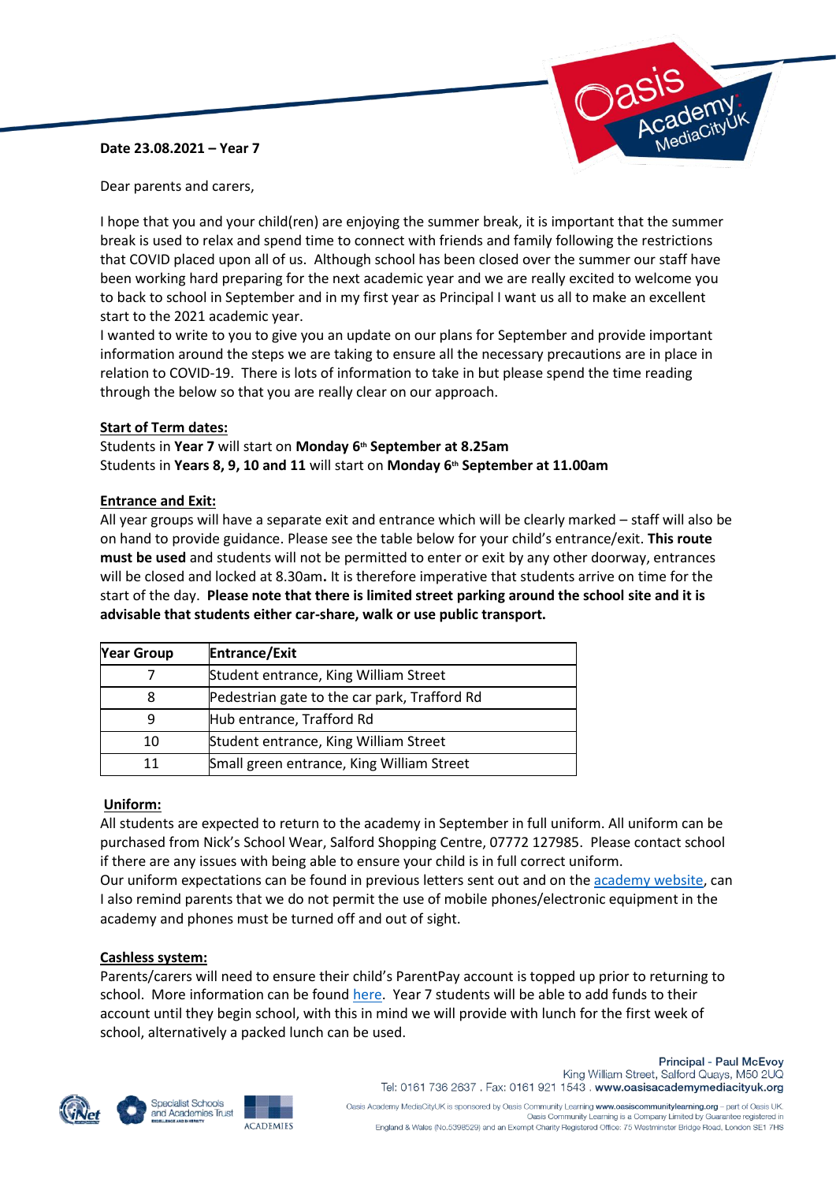**Date 23.08.2021 – Year 7**

Dear parents and carers,

I hope that you and your child(ren) are enjoying the summer break, it is important that the summer break is used to relax and spend time to connect with friends and family following the restrictions that COVID placed upon all of us. Although school has been closed over the summer our staff have been working hard preparing for the next academic year and we are really excited to welcome you to back to school in September and in my first year as Principal I want us all to make an excellent start to the 2021 academic year.

I wanted to write to you to give you an update on our plans for September and provide important information around the steps we are taking to ensure all the necessary precautions are in place in relation to COVID-19. There is lots of information to take in but please spend the time reading through the below so that you are really clear on our approach.

**Start of Term dates:**

Students in **Year 7** will start on **Monday 6th September at 8.25am**
Students in **Years 8, 9, 10 and 11** will start on **Monday 6th September at 11.00am**

**Entrance and Exit:**

All year groups will have a separate exit and entrance which will be clearly marked – staff will also be on hand to provide guidance. Please see the table below for your child's entrance/exit. **This route must be used** and students will not be permitted to enter or exit by any other doorway, entrances will be closed and locked at 8.30am**.** It is therefore imperative that students arrive on time for the start of the day. **Please note that there is limited street parking around the school site and it is advisable that students either car-share, walk or use public transport.**

| Year Group | Entrance/Exit |
|---|---|
| 7 | Student entrance, King William Street |
| 8 | Pedestrian gate to the car park, Trafford Rd |
| 9 | Hub entrance, Trafford Rd |
| 10 | Student entrance, King William Street |
| 11 | Small green entrance, King William Street |

**Uniform:**

All students are expected to return to the academy in September in full uniform. All uniform can be purchased from Nick's School Wear, Salford Shopping Centre, 07772 127985. Please contact school if there are any issues with being able to ensure your child is in full correct uniform.

Our uniform expectations can be found in previous letters sent out and on the academy website, can I also remind parents that we do not permit the use of mobile phones/electronic equipment in the academy and phones must be turned off and out of sight.

**Cashless system:**

Parents/carers will need to ensure their child's ParentPay account is topped up prior to returning to school. More information can be found here. Year 7 students will be able to add funds to their account until they begin school, with this in mind we will provide with lunch for the first week of school, alternatively a packed lunch can be used.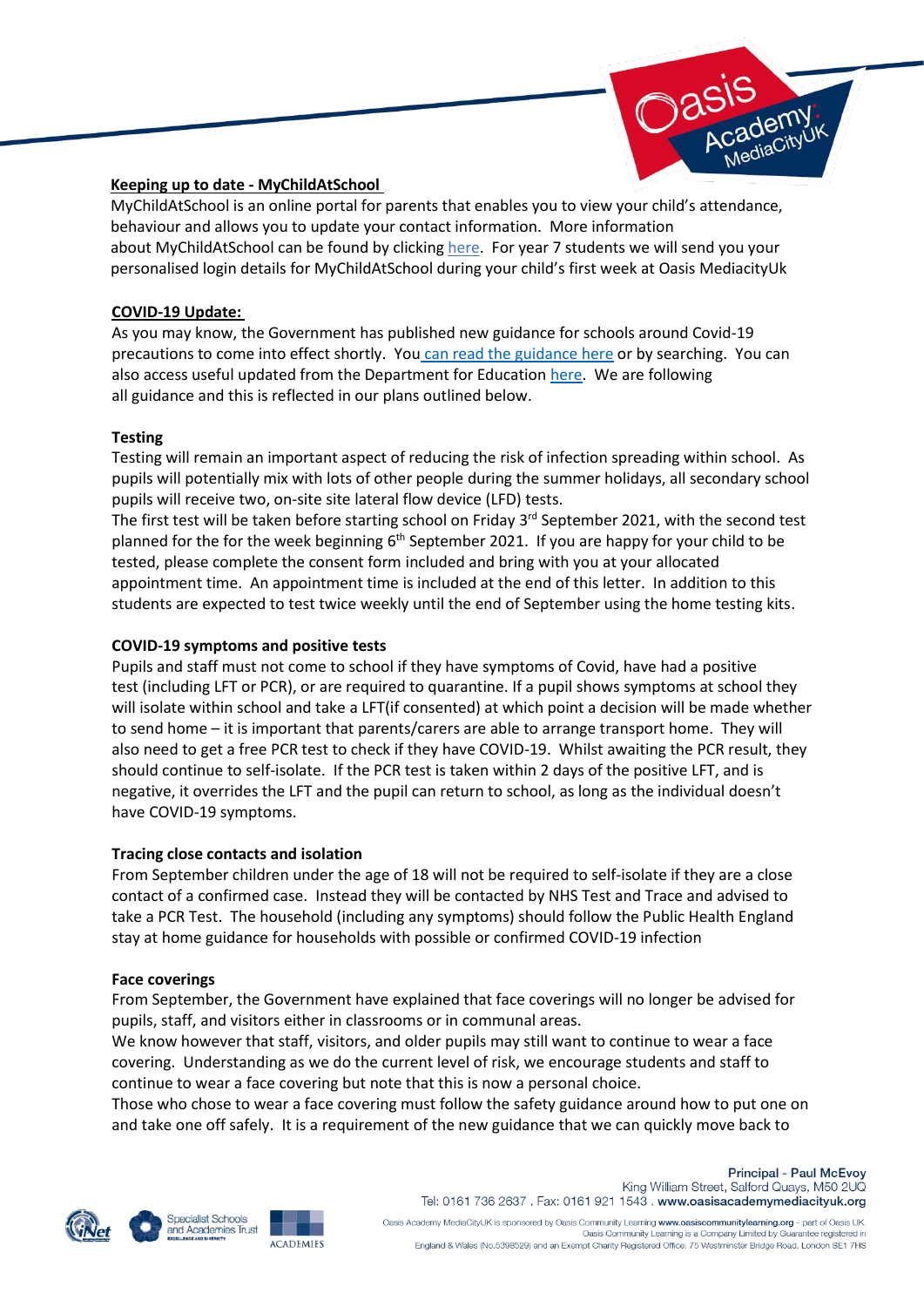**Keeping up to date - MyChildAtSchool**

MyChildAtSchool is an online portal for parents that enables you to view your child's attendance, behaviour and allows you to update your contact information. More information about MyChildAtSchool can be found by clicking here. For year 7 students we will send you your personalised login details for MyChildAtSchool during your child's first week at Oasis MediacityUk

**COVID-19 Update:**

As you may know, the Government has published new guidance for schools around Covid-19 precautions to come into effect shortly. You can read the guidance here or by searching. You can also access useful updated from the Department for Education here. We are following all guidance and this is reflected in our plans outlined below.

**Testing**

Testing will remain an important aspect of reducing the risk of infection spreading within school. As pupils will potentially mix with lots of other people during the summer holidays, all secondary school pupils will receive two, on-site site lateral flow device (LFD) tests.

The first test will be taken before starting school on Friday 3rd September 2021, with the second test planned for the for the week beginning 6th September 2021. If you are happy for your child to be tested, please complete the consent form included and bring with you at your allocated appointment time. An appointment time is included at the end of this letter. In addition to this students are expected to test twice weekly until the end of September using the home testing kits.

**COVID-19 symptoms and positive tests**

Pupils and staff must not come to school if they have symptoms of Covid, have had a positive test (including LFT or PCR), or are required to quarantine. If a pupil shows symptoms at school they will isolate within school and take a LFT(if consented) at which point a decision will be made whether to send home – it is important that parents/carers are able to arrange transport home. They will also need to get a free PCR test to check if they have COVID-19. Whilst awaiting the PCR result, they should continue to self-isolate. If the PCR test is taken within 2 days of the positive LFT, and is negative, it overrides the LFT and the pupil can return to school, as long as the individual doesn't have COVID-19 symptoms.

**Tracing close contacts and isolation**

From September children under the age of 18 will not be required to self-isolate if they are a close contact of a confirmed case. Instead they will be contacted by NHS Test and Trace and advised to take a PCR Test. The household (including any symptoms) should follow the Public Health England stay at home guidance for households with possible or confirmed COVID-19 infection

**Face coverings**

From September, the Government have explained that face coverings will no longer be advised for pupils, staff, and visitors either in classrooms or in communal areas.

We know however that staff, visitors, and older pupils may still want to continue to wear a face covering. Understanding as we do the current level of risk, we encourage students and staff to continue to wear a face covering but note that this is now a personal choice.

Those who chose to wear a face covering must follow the safety guidance around how to put one on and take one off safely. It is a requirement of the new guidance that we can quickly move back to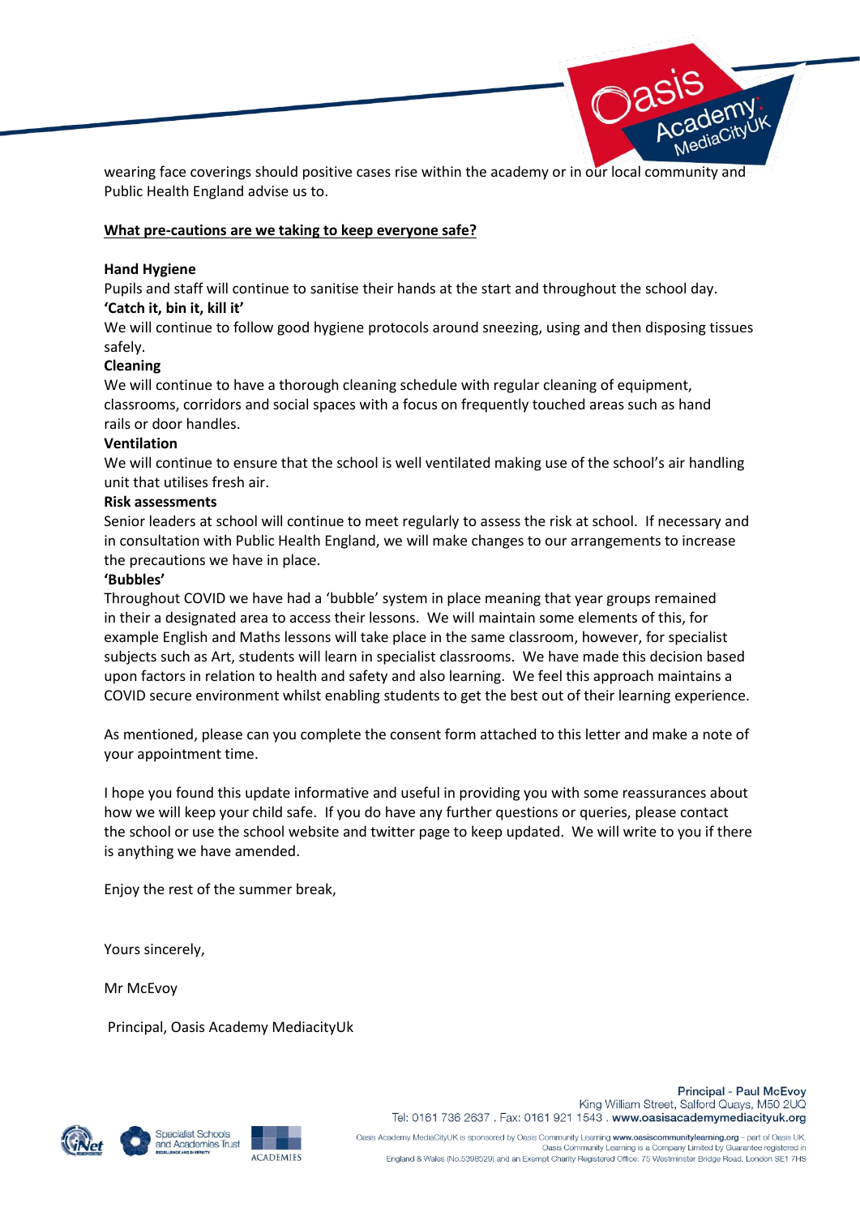wearing face coverings should positive cases rise within the academy or in our local community and Public Health England advise us to.

**What pre-cautions are we taking to keep everyone safe?**

**Hand Hygiene**
Pupils and staff will continue to sanitise their hands at the start and throughout the school day.
**'Catch it, bin it, kill it'**
We will continue to follow good hygiene protocols around sneezing, using and then disposing tissues safely.
**Cleaning**
We will continue to have a thorough cleaning schedule with regular cleaning of equipment, classrooms, corridors and social spaces with a focus on frequently touched areas such as hand rails or door handles.
**Ventilation**
We will continue to ensure that the school is well ventilated making use of the school's air handling unit that utilises fresh air.
**Risk assessments**
Senior leaders at school will continue to meet regularly to assess the risk at school. If necessary and in consultation with Public Health England, we will make changes to our arrangements to increase the precautions we have in place.
**'Bubbles'**
Throughout COVID we have had a 'bubble' system in place meaning that year groups remained in their a designated area to access their lessons. We will maintain some elements of this, for example English and Maths lessons will take place in the same classroom, however, for specialist subjects such as Art, students will learn in specialist classrooms. We have made this decision based upon factors in relation to health and safety and also learning. We feel this approach maintains a COVID secure environment whilst enabling students to get the best out of their learning experience.

As mentioned, please can you complete the consent form attached to this letter and make a note of your appointment time.

I hope you found this update informative and useful in providing you with some reassurances about how we will keep your child safe. If you do have any further questions or queries, please contact the school or use the school website and twitter page to keep updated. We will write to you if there is anything we have amended.

Enjoy the rest of the summer break,

Yours sincerely,

Mr McEvoy

Principal, Oasis Academy MediacityUk

Principal - Paul McEvoy
King William Street, Salford Quays, M50 2UQ
Tel: 0161 736 2637 . Fax: 0161 921 1543 . www.oasisacademymediacityuk.org

Oasis Academy MediaCityUK is sponsored by Oasis Community Learning www.oasiscommunitylearning.org – part of Oasis UK. Oasis Community Learning is a Company Limited by Guarantee registered in England & Wales (No.5398529) and an Exempt Charity Registered Office: 75 Westminster Bridge Road, London SE1 7HS